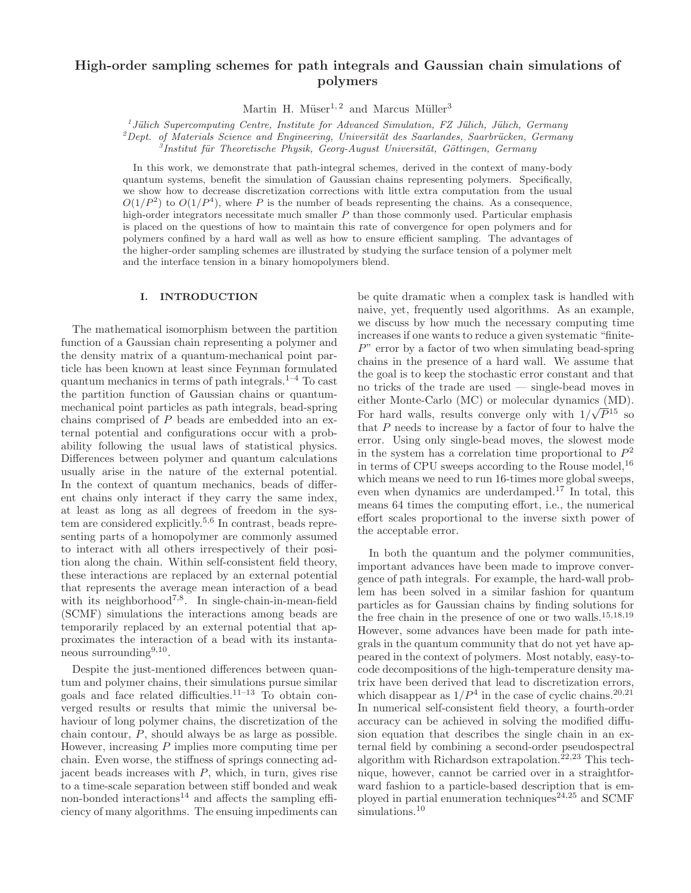# High-order sampling schemes for path integrals and Gaussian chain simulations of polymers

Martin H. Müser[1,2] and Marcus Müller[3]

[1] Jülich Supercomputing Centre, Institute for Advanced Simulation, FZ Jülich, Jülich, Germany
[2] Dept. of Materials Science and Engineering, Universität des Saarlandes, Saarbrücken, Germany
[3] Institut für Theoretische Physik, Georg-August Universität, Göttingen, Germany

In this work, we demonstrate that path-integral schemes, derived in the context of many-body quantum systems, benefit the simulation of Gaussian chains representing polymers. Specifically, we show how to decrease discretization corrections with little extra computation from the usual $O(1/P^2)$ to $O(1/P^4)$, where $P$ is the number of beads representing the chains. As a consequence, high-order integrators necessitate much smaller $P$ than those commonly used. Particular emphasis is placed on the questions of how to maintain this rate of convergence for open polymers and for polymers confined by a hard wall as well as how to ensure efficient sampling. The advantages of the higher-order sampling schemes are illustrated by studying the surface tension of a polymer melt and the interface tension in a binary homopolymers blend.

## I. INTRODUCTION

The mathematical isomorphism between the partition function of a Gaussian chain representing a polymer and the density matrix of a quantum-mechanical point particle has been known at least since Feynman formulated quantum mechanics in terms of path integrals.[1–4] To cast the partition function of Gaussian chains or quantum-mechanical point particles as path integrals, bead-spring chains comprised of $P$ beads are embedded into an external potential and configurations occur with a probability following the usual laws of statistical physics. Differences between polymer and quantum calculations usually arise in the nature of the external potential. In the context of quantum mechanics, beads of different chains only interact if they carry the same index, at least as long as all degrees of freedom in the system are considered explicitly.[5,6] In contrast, beads representing parts of a homopolymer are commonly assumed to interact with all others irrespectively of their position along the chain. Within self-consistent field theory, these interactions are replaced by an external potential that represents the average mean interaction of a bead with its neighborhood[7,8]. In single-chain-in-mean-field (SCMF) simulations the interactions among beads are temporarily replaced by an external potential that approximates the interaction of a bead with its instantaneous surrounding[9,10].

Despite the just-mentioned differences between quantum and polymer chains, their simulations pursue similar goals and face related difficulties.[11–13] To obtain converged results or results that mimic the universal behaviour of long polymer chains, the discretization of the chain contour, $P$, should always be as large as possible. However, increasing $P$ implies more computing time per chain. Even worse, the stiffness of springs connecting adjacent beads increases with $P$, which, in turn, gives rise to a time-scale separation between stiff bonded and weak non-bonded interactions[14] and affects the sampling efficiency of many algorithms. The ensuing impediments can be quite dramatic when a complex task is handled with naive, yet, frequently used algorithms. As an example, we discuss by how much the necessary computing time increases if one wants to reduce a given systematic "finite-$P$" error by a factor of two when simulating bead-spring chains in the presence of a hard wall. We assume that the goal is to keep the stochastic error constant and that no tricks of the trade are used — single-bead moves in either Monte-Carlo (MC) or molecular dynamics (MD). For hard walls, results converge only with $1/\sqrt{P}$[15] so that $P$ needs to increase by a factor of four to halve the error. Using only single-bead moves, the slowest mode in the system has a correlation time proportional to $P^2$ in terms of CPU sweeps according to the Rouse model,[16] which means we need to run 16-times more global sweeps, even when dynamics are underdamped.[17] In total, this means 64 times the computing effort, i.e., the numerical effort scales proportional to the inverse sixth power of the acceptable error.

In both the quantum and the polymer communities, important advances have been made to improve convergence of path integrals. For example, the hard-wall problem has been solved in a similar fashion for quantum particles as for Gaussian chains by finding solutions for the free chain in the presence of one or two walls.[15,18,19] However, some advances have been made for path integrals in the quantum community that do not yet have appeared in the context of polymers. Most notably, easy-to-code decompositions of the high-temperature density matrix have been derived that lead to discretization errors, which disappear as $1/P^4$ in the case of cyclic chains.[20,21] In numerical self-consistent field theory, a fourth-order accuracy can be achieved in solving the modified diffusion equation that describes the single chain in an external field by combining a second-order pseudospectral algorithm with Richardson extrapolation.[22,23] This technique, however, cannot be carried over in a straightforward fashion to a particle-based description that is employed in partial enumeration techniques[24,25] and SCMF simulations.[10]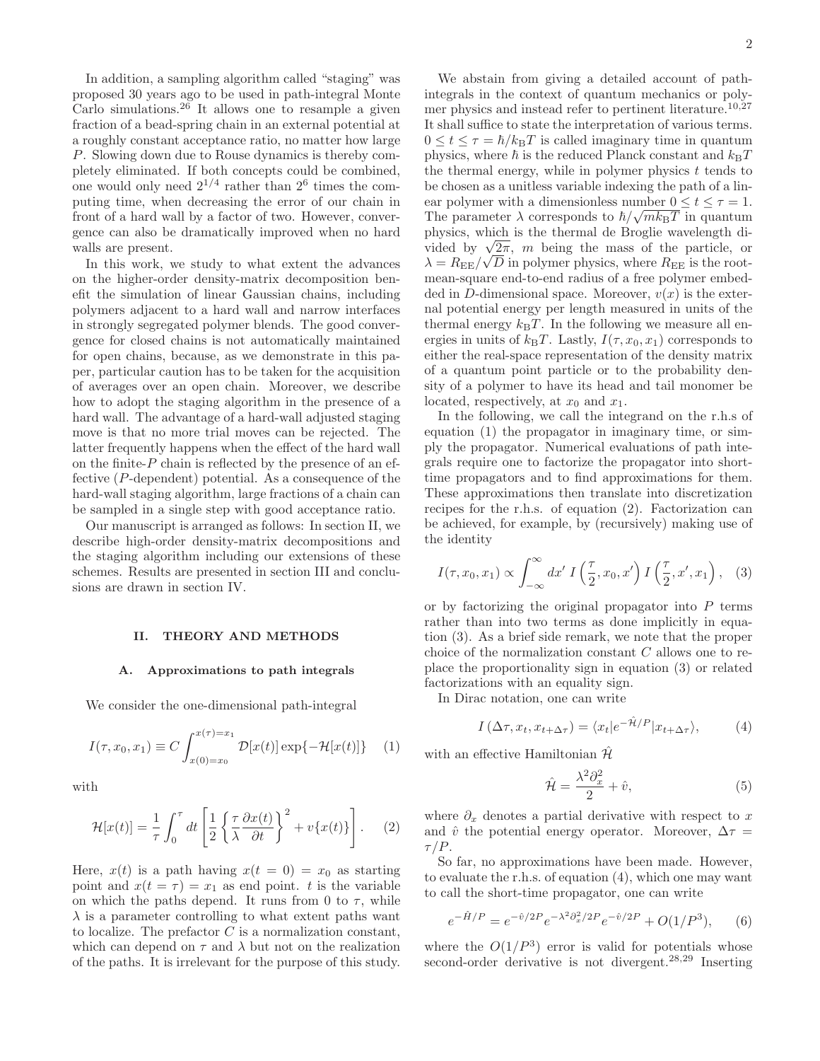In addition, a sampling algorithm called "staging" was proposed 30 years ago to be used in path-integral Monte Carlo simulations.[26] It allows one to resample a given fraction of a bead-spring chain in an external potential at a roughly constant acceptance ratio, no matter how large $P$. Slowing down due to Rouse dynamics is thereby completely eliminated. If both concepts could be combined, one would only need $2^{1/4}$ rather than $2^6$ times the computing time, when decreasing the error of our chain in front of a hard wall by a factor of two. However, convergence can also be dramatically improved when no hard walls are present.

In this work, we study to what extent the advances on the higher-order density-matrix decomposition benefit the simulation of linear Gaussian chains, including polymers adjacent to a hard wall and narrow interfaces in strongly segregated polymer blends. The good convergence for closed chains is not automatically maintained for open chains, because, as we demonstrate in this paper, particular caution has to be taken for the acquisition of averages over an open chain. Moreover, we describe how to adopt the staging algorithm in the presence of a hard wall. The advantage of a hard-wall adjusted staging move is that no more trial moves can be rejected. The latter frequently happens when the effect of the hard wall on the finite-$P$ chain is reflected by the presence of an effective ($P$-dependent) potential. As a consequence of the hard-wall staging algorithm, large fractions of a chain can be sampled in a single step with good acceptance ratio.

Our manuscript is arranged as follows: In section II, we describe high-order density-matrix decompositions and the staging algorithm including our extensions of these schemes. Results are presented in section III and conclusions are drawn in section IV.

## II. THEORY AND METHODS

### A. Approximations to path integrals

We consider the one-dimensional path-integral

$$I(\tau, x_0, x_1) \equiv C \int_{x(0)=x_0}^{x(\tau)=x_1} \mathcal{D}[x(t)] \exp\{-\mathcal{H}[x(t)]\} \quad (1)$$

with

$$\mathcal{H}[x(t)] = \frac{1}{\tau}\int_0^\tau dt \left[\frac{1}{2}\left\{\frac{\tau}{\lambda}\frac{\partial x(t)}{\partial t}\right\}^2 + v\{x(t)\}\right]. \quad (2)$$

Here, $x(t)$ is a path having $x(t=0) = x_0$ as starting point and $x(t=\tau) = x_1$ as end point. $t$ is the variable on which the paths depend. It runs from 0 to $\tau$, while $\lambda$ is a parameter controlling to what extent paths want to localize. The prefactor $C$ is a normalization constant, which can depend on $\tau$ and $\lambda$ but not on the realization of the paths. It is irrelevant for the purpose of this study.

We abstain from giving a detailed account of path-integrals in the context of quantum mechanics or polymer physics and instead refer to pertinent literature.[10,27] It shall suffice to state the interpretation of various terms. $0 \le t \le \tau = \hbar/k_\mathrm{B}T$ is called imaginary time in quantum physics, where $\hbar$ is the reduced Planck constant and $k_\mathrm{B}T$ the thermal energy, while in polymer physics $t$ tends to be chosen as a unitless variable indexing the path of a linear polymer with a dimensionless number $0 \le t \le \tau = 1$. The parameter $\lambda$ corresponds to $\hbar/\sqrt{mk_\mathrm{B}T}$ in quantum physics, which is the thermal de Broglie wavelength divided by $\sqrt{2\pi}$, $m$ being the mass of the particle, or $\lambda = R_\mathrm{EE}/\sqrt{D}$ in polymer physics, where $R_\mathrm{EE}$ is the root-mean-square end-to-end radius of a free polymer embedded in $D$-dimensional space. Moreover, $v(x)$ is the external potential energy per length measured in units of the thermal energy $k_\mathrm{B}T$. In the following we measure all energies in units of $k_\mathrm{B}T$. Lastly, $I(\tau, x_0, x_1)$ corresponds to either the real-space representation of the density matrix of a quantum point particle or to the probability density of a polymer to have its head and tail monomer be located, respectively, at $x_0$ and $x_1$.

In the following, we call the integrand on the r.h.s of equation (1) the propagator in imaginary time, or simply the propagator. Numerical evaluations of path integrals require one to factorize the propagator into short-time propagators and to find approximations for them. These approximations then translate into discretization recipes for the r.h.s. of equation (2). Factorization can be achieved, for example, by (recursively) making use of the identity

$$I(\tau, x_0, x_1) \propto \int_{-\infty}^{\infty} dx' \; I\left(\frac{\tau}{2}, x_0, x'\right) I\left(\frac{\tau}{2}, x', x_1\right), \quad (3)$$

or by factorizing the original propagator into $P$ terms rather than into two terms as done implicitly in equation (3). As a brief side remark, we note that the proper choice of the normalization constant $C$ allows one to replace the proportionality sign in equation (3) or related factorizations with an equality sign.

In Dirac notation, one can write

$$I(\Delta\tau, x_t, x_{t+\Delta\tau}) = \langle x_t | e^{-\hat{\mathcal{H}}/P} | x_{t+\Delta\tau}\rangle, \quad (4)$$

with an effective Hamiltonian $\hat{\mathcal{H}}$

$$\hat{\mathcal{H}} = \frac{\lambda^2 \partial_x^2}{2} + \hat{v}, \quad (5)$$

where $\partial_x$ denotes a partial derivative with respect to $x$ and $\hat{v}$ the potential energy operator. Moreover, $\Delta\tau = \tau/P$.

So far, no approximations have been made. However, to evaluate the r.h.s. of equation (4), which one may want to call the short-time propagator, one can write

$$e^{-\hat{H}/P} = e^{-\hat{v}/2P} e^{-\lambda^2\partial_x^2/2P} e^{-\hat{v}/2P} + O(1/P^3), \quad (6)$$

where the $O(1/P^3)$ error is valid for potentials whose second-order derivative is not divergent.[28,29] Inserting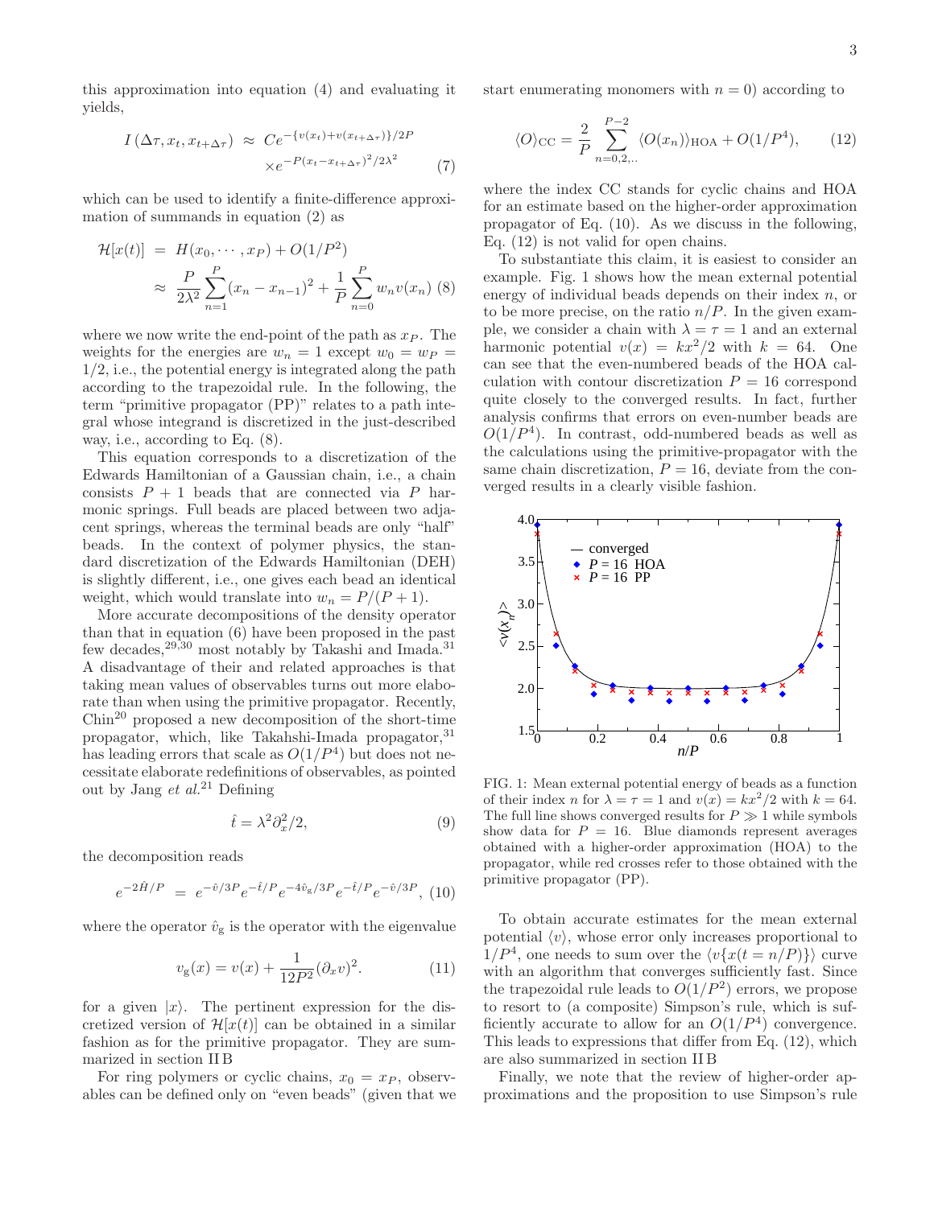this approximation into equation (4) and evaluating it yields,

$$
\begin{aligned}
I\left(\Delta\tau, x_t, x_{t+\Delta\tau}\right) &\approx C e^{-\{v(x_t)+v(x_{t+\Delta\tau})\}/2P} \\
&\quad \times e^{-P(x_t - x_{t+\Delta\tau})^2/2\lambda^2}
\end{aligned}
\tag{7}
$$

which can be used to identify a finite-difference approximation of summands in equation (2) as

$$
\begin{aligned}
\mathcal{H}[x(t)] &= H(x_0, \cdots, x_P) + O(1/P^2) \\
&\approx \frac{P}{2\lambda^2}\sum_{n=1}^{P}(x_n - x_{n-1})^2 + \frac{1}{P}\sum_{n=0}^{P} w_n v(x_n)
\end{aligned}
\tag{8}
$$

where we now write the end-point of the path as $x_P$. The weights for the energies are $w_n = 1$ except $w_0 = w_P = 1/2$, i.e., the potential energy is integrated along the path according to the trapezoidal rule. In the following, the term "primitive propagator (PP)" relates to a path integral whose integrand is discretized in the just-described way, i.e., according to Eq. (8).

This equation corresponds to a discretization of the Edwards Hamiltonian of a Gaussian chain, i.e., a chain consists $P+1$ beads that are connected via $P$ harmonic springs. Full beads are placed between two adjacent springs, whereas the terminal beads are only "half" beads. In the context of polymer physics, the standard discretization of the Edwards Hamiltonian (DEH) is slightly different, i.e., one gives each bead an identical weight, which would translate into $w_n = P/(P+1)$.

More accurate decompositions of the density operator than that in equation (6) have been proposed in the past few decades,[29,30] most notably by Takashi and Imada.[31] A disadvantage of their and related approaches is that taking mean values of observables turns out more elaborate than when using the primitive propagator. Recently, Chin[20] proposed a new decomposition of the short-time propagator, which, like Takahshi-Imada propagator,[31] has leading errors that scale as $O(1/P^4)$ but does not necessitate elaborate redefinitions of observables, as pointed out by Jang *et al.*[21] Defining

$$
\hat{t} = \lambda^2 \partial_x^2 / 2,
\tag{9}
$$

the decomposition reads

$$
e^{-2\hat{H}/P} = e^{-\hat{v}/3P} e^{-\hat{t}/P} e^{-4\hat{v}_{\mathrm{g}}/3P} e^{-\hat{t}/P} e^{-\hat{v}/3P},
\tag{10}
$$

where the operator $\hat{v}_{\mathrm{g}}$ is the operator with the eigenvalue

$$
v_{\mathrm{g}}(x) = v(x) + \frac{1}{12P^2}(\partial_x v)^2.
\tag{11}
$$

for a given $|x\rangle$. The pertinent expression for the discretized version of $\mathcal{H}[x(t)]$ can be obtained in a similar fashion as for the primitive propagator. They are summarized in section II B

For ring polymers or cyclic chains, $x_0 = x_P$, observables can be defined only on "even beads" (given that we start enumerating monomers with $n = 0$) according to

$$
\langle O \rangle_{\mathrm{CC}} = \frac{2}{P}\sum_{n=0,2,..}^{P-2} \langle O(x_n)\rangle_{\mathrm{HOA}} + O(1/P^4),
\tag{12}
$$

where the index CC stands for cyclic chains and HOA for an estimate based on the higher-order approximation propagator of Eq. (10). As we discuss in the following, Eq. (12) is not valid for open chains.

To substantiate this claim, it is easiest to consider an example. Fig. 1 shows how the mean external potential energy of individual beads depends on their index $n$, or to be more precise, on the ratio $n/P$. In the given example, we consider a chain with $\lambda = \tau = 1$ and an external harmonic potential $v(x) = kx^2/2$ with $k = 64$. One can see that the even-numbered beads of the HOA calculation with contour discretization $P = 16$ correspond quite closely to the converged results. In fact, further analysis confirms that errors on even-number beads are $O(1/P^4)$. In contrast, odd-numbered beads as well as the calculations using the primitive-propagator with the same chain discretization, $P = 16$, deviate from the converged results in a clearly visible fashion.

FIG. 1: Mean external potential energy of beads as a function of their index $n$ for $\lambda = \tau = 1$ and $v(x) = kx^2/2$ with $k = 64$. The full line shows converged results for $P \gg 1$ while symbols show data for $P = 16$. Blue diamonds represent averages obtained with a higher-order approximation (HOA) to the propagator, while red crosses refer to those obtained with the primitive propagator (PP).

To obtain accurate estimates for the mean external potential $\langle v \rangle$, whose error only increases proportional to $1/P^4$, one needs to sum over the $\langle v\{x(t = n/P)\}\rangle$ curve with an algorithm that converges sufficiently fast. Since the trapezoidal rule leads to $O(1/P^2)$ errors, we propose to resort to (a composite) Simpson's rule, which is sufficiently accurate to allow for an $O(1/P^4)$ convergence. This leads to expressions that differ from Eq. (12), which are also summarized in section II B

Finally, we note that the review of higher-order approximations and the proposition to use Simpson's rule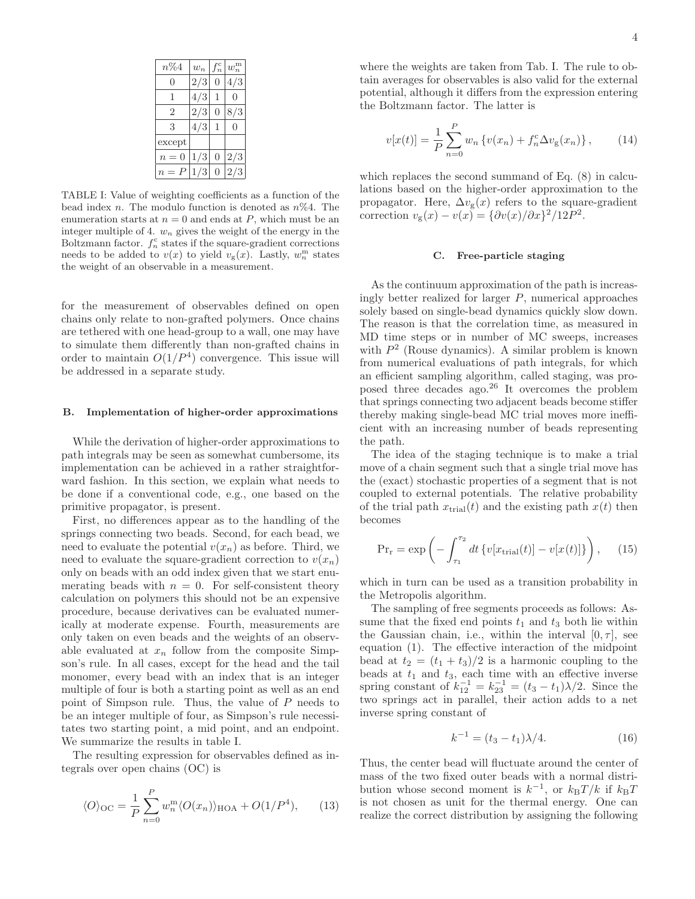| $n\%4$ | $w_n$ | $f_n^{\rm c}$ | $w_n^{\rm m}$ |
|---|---|---|---|
| 0 | 2/3 | 0 | 4/3 |
| 1 | 4/3 | 1 | 0 |
| 2 | 2/3 | 0 | 8/3 |
| 3 | 4/3 | 1 | 0 |
| except | | | |
| $n=0$ | 1/3 | 0 | 2/3 |
| $n=P$ | 1/3 | 0 | 2/3 |

TABLE I: Value of weighting coefficients as a function of the bead index $n$. The modulo function is denoted as $n\%4$. The enumeration starts at $n=0$ and ends at $P$, which must be an integer multiple of 4. $w_n$ gives the weight of the energy in the Boltzmann factor. $f_n^{\rm c}$ states if the square-gradient corrections needs to be added to $v(x)$ to yield $v_{\rm g}(x)$. Lastly, $w_n^{\rm m}$ states the weight of an observable in a measurement.

for the measurement of observables defined on open chains only relate to non-grafted polymers. Once chains are tethered with one head-group to a wall, one may have to simulate them differently than non-grafted chains in order to maintain $O(1/P^4)$ convergence. This issue will be addressed in a separate study.

### B. Implementation of higher-order approximations

While the derivation of higher-order approximations to path integrals may be seen as somewhat cumbersome, its implementation can be achieved in a rather straightforward fashion. In this section, we explain what needs to be done if a conventional code, e.g., one based on the primitive propagator, is present.

First, no differences appear as to the handling of the springs connecting two beads. Second, for each bead, we need to evaluate the potential $v(x_n)$ as before. Third, we need to evaluate the square-gradient correction to $v(x_n)$ only on beads with an odd index given that we start enumerating beads with $n=0$. For self-consistent theory calculation on polymers this should not be an expensive procedure, because derivatives can be evaluated numerically at moderate expense. Fourth, measurements are only taken on even beads and the weights of an observable evaluated at $x_n$ follow from the composite Simpson's rule. In all cases, except for the head and the tail monomer, every bead with an index that is an integer multiple of four is both a starting point as well as an end point of Simpson rule. Thus, the value of $P$ needs to be an integer multiple of four, as Simpson's rule necessitates two starting point, a mid point, and an endpoint. We summarize the results in table I.

The resulting expression for observables defined as integrals over open chains (OC) is

$$\langle O \rangle_{\rm OC} = \frac{1}{P}\sum_{n=0}^{P} w_n^{\rm m}\langle O(x_n)\rangle_{\rm HOA} + O(1/P^4), \qquad (13)$$

where the weights are taken from Tab. I. The rule to obtain averages for observables is also valid for the external potential, although it differs from the expression entering the Boltzmann factor. The latter is

$$v[x(t)] = \frac{1}{P}\sum_{n=0}^{P} w_n \left\{ v(x_n) + f_n^{\rm c}\Delta v_{\rm g}(x_n)\right\}, \qquad (14)$$

which replaces the second summand of Eq. (8) in calculations based on the higher-order approximation to the propagator. Here, $\Delta v_{\rm g}(x)$ refers to the square-gradient correction $v_{\rm g}(x) - v(x) = \{\partial v(x)/\partial x\}^2/12P^2$.

### C. Free-particle staging

As the continuum approximation of the path is increasingly better realized for larger $P$, numerical approaches solely based on single-bead dynamics quickly slow down. The reason is that the correlation time, as measured in MD time steps or in number of MC sweeps, increases with $P^2$ (Rouse dynamics). A similar problem is known from numerical evaluations of path integrals, for which an efficient sampling algorithm, called staging, was proposed three decades ago.[26] It overcomes the problem that springs connecting two adjacent beads become stiffer thereby making single-bead MC trial moves more inefficient with an increasing number of beads representing the path.

The idea of the staging technique is to make a trial move of a chain segment such that a single trial move has the (exact) stochastic properties of a segment that is not coupled to external potentials. The relative probability of the trial path $x_{\rm trial}(t)$ and the existing path $x(t)$ then becomes

$$\Pr{}_{\rm r} = \exp\left(-\int_{\tau_1}^{\tau_2} dt\,\{v[x_{\rm trial}(t)] - v[x(t)]\}\right), \qquad (15)$$

which in turn can be used as a transition probability in the Metropolis algorithm.

The sampling of free segments proceeds as follows: Assume that the fixed end points $t_1$ and $t_3$ both lie within the Gaussian chain, i.e., within the interval $[0,\tau]$, see equation (1). The effective interaction of the midpoint bead at $t_2 = (t_1+t_3)/2$ is a harmonic coupling to the beads at $t_1$ and $t_3$, each time with an effective inverse spring constant of $k_{12}^{-1} = k_{23}^{-1} = (t_3 - t_1)\lambda/2$. Since the two springs act in parallel, their action adds to a net inverse spring constant of

$$k^{-1} = (t_3 - t_1)\lambda/4. \qquad (16)$$

Thus, the center bead will fluctuate around the center of mass of the two fixed outer beads with a normal distribution whose second moment is $k^{-1}$, or $k_{\rm B}T/k$ if $k_{\rm B}T$ is not chosen as unit for the thermal energy. One can realize the correct distribution by assigning the following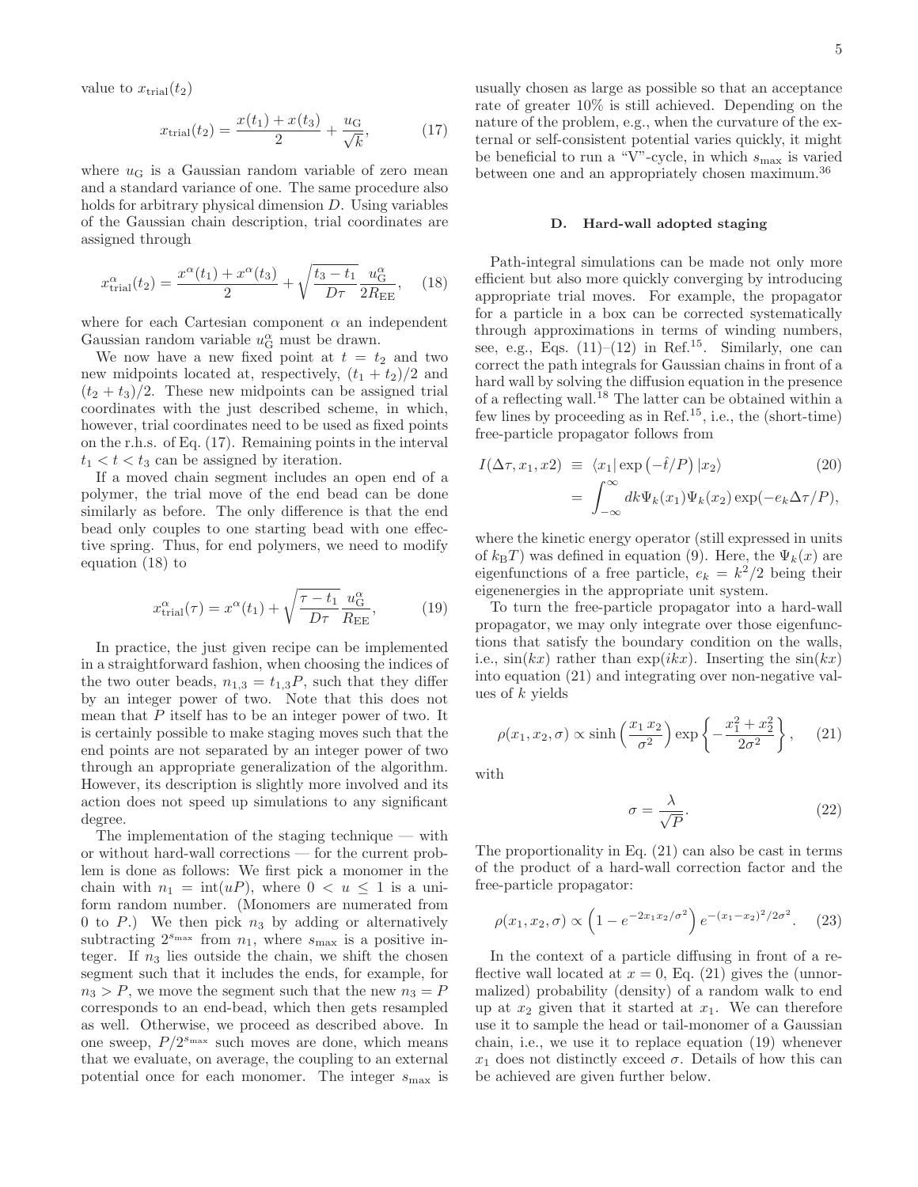value to $x_{\rm trial}(t_2)$

$$x_{\rm trial}(t_2) = \frac{x(t_1) + x(t_3)}{2} + \frac{u_{\rm G}}{\sqrt{k}}, \tag{17}$$

where $u_{\rm G}$ is a Gaussian random variable of zero mean and a standard variance of one. The same procedure also holds for arbitrary physical dimension $D$. Using variables of the Gaussian chain description, trial coordinates are assigned through

$$x^\alpha_{\rm trial}(t_2) = \frac{x^\alpha(t_1) + x^\alpha(t_3)}{2} + \sqrt{\frac{t_3 - t_1}{D\tau}}\frac{u^\alpha_{\rm G}}{2R_{\rm EE}}, \tag{18}$$

where for each Cartesian component $\alpha$ an independent Gaussian random variable $u^\alpha_{\rm G}$ must be drawn.

We now have a new fixed point at $t = t_2$ and two new midpoints located at, respectively, $(t_1 + t_2)/2$ and $(t_2 + t_3)/2$. These new midpoints can be assigned trial coordinates with the just described scheme, in which, however, trial coordinates need to be used as fixed points on the r.h.s. of Eq. (17). Remaining points in the interval $t_1 < t < t_3$ can be assigned by iteration.

If a moved chain segment includes an open end of a polymer, the trial move of the end bead can be done similarly as before. The only difference is that the end bead only couples to one starting bead with one effective spring. Thus, for end polymers, we need to modify equation (18) to

$$x^\alpha_{\rm trial}(\tau) = x^\alpha(t_1) + \sqrt{\frac{\tau - t_1}{D\tau}}\frac{u^\alpha_{\rm G}}{R_{\rm EE}}, \tag{19}$$

In practice, the just given recipe can be implemented in a straightforward fashion, when choosing the indices of the two outer beads, $n_{1,3} = t_{1,3}P$, such that they differ by an integer power of two. Note that this does not mean that $P$ itself has to be an integer power of two. It is certainly possible to make staging moves such that the end points are not separated by an integer power of two through an appropriate generalization of the algorithm. However, its description is slightly more involved and its action does not speed up simulations to any significant degree.

The implementation of the staging technique — with or without hard-wall corrections — for the current problem is done as follows: We first pick a monomer in the chain with $n_1 = \text{int}(uP)$, where $0 < u \le 1$ is a uniform random number. (Monomers are numerated from 0 to $P$.) We then pick $n_3$ by adding or alternatively subtracting $2^{s_{\rm max}}$ from $n_1$, where $s_{\rm max}$ is a positive integer. If $n_3$ lies outside the chain, we shift the chosen segment such that it includes the ends, for example, for $n_3 > P$, we move the segment such that the new $n_3 = P$ corresponds to an end-bead, which then gets resampled as well. Otherwise, we proceed as described above. In one sweep, $P/2^{s_{\rm max}}$ such moves are done, which means that we evaluate, on average, the coupling to an external potential once for each monomer. The integer $s_{\rm max}$ is usually chosen as large as possible so that an acceptance rate of greater 10% is still achieved. Depending on the nature of the problem, e.g., when the curvature of the external or self-consistent potential varies quickly, it might be beneficial to run a "V"-cycle, in which $s_{\rm max}$ is varied between one and an appropriately chosen maximum.[36]

### D. Hard-wall adopted staging

Path-integral simulations can be made not only more efficient but also more quickly converging by introducing appropriate trial moves. For example, the propagator for a particle in a box can be corrected systematically through approximations in terms of winding numbers, see, e.g., Eqs. (11)–(12) in Ref.[15]. Similarly, one can correct the path integrals for Gaussian chains in front of a hard wall by solving the diffusion equation in the presence of a reflecting wall.[18] The latter can be obtained within a few lines by proceeding as in Ref.[15], i.e., the (short-time) free-particle propagator follows from

$$\begin{aligned} I(\Delta\tau, x_1, x2) &\equiv \langle x_1|\exp\left(-\hat{t}/P\right)|x_2\rangle \\ &= \int_{-\infty}^{\infty} dk \Psi_k(x_1)\Psi_k(x_2)\exp(-e_k\Delta\tau/P), \end{aligned} \tag{20}$$

where the kinetic energy operator (still expressed in units of $k_{\rm B}T$) was defined in equation (9). Here, the $\Psi_k(x)$ are eigenfunctions of a free particle, $e_k = k^2/2$ being their eigenenergies in the appropriate unit system.

To turn the free-particle propagator into a hard-wall propagator, we may only integrate over those eigenfunctions that satisfy the boundary condition on the walls, i.e., $\sin(kx)$ rather than $\exp(ikx)$. Inserting the $\sin(kx)$ into equation (21) and integrating over non-negative values of $k$ yields

$$\rho(x_1, x_2, \sigma) \propto \sinh\left(\frac{x_1\, x_2}{\sigma^2}\right)\exp\left\{-\frac{x_1^2 + x_2^2}{2\sigma^2}\right\}, \tag{21}$$

with

$$\sigma = \frac{\lambda}{\sqrt{P}}. \tag{22}$$

The proportionality in Eq. (21) can also be cast in terms of the product of a hard-wall correction factor and the free-particle propagator:

$$\rho(x_1, x_2, \sigma) \propto \left(1 - e^{-2x_1x_2/\sigma^2}\right)e^{-(x_1 - x_2)^2/2\sigma^2}. \tag{23}$$

In the context of a particle diffusing in front of a reflective wall located at $x = 0$, Eq. (21) gives the (unnormalized) probability (density) of a random walk to end up at $x_2$ given that it started at $x_1$. We can therefore use it to sample the head or tail-monomer of a Gaussian chain, i.e., we use it to replace equation (19) whenever $x_1$ does not distinctly exceed $\sigma$. Details of how this can be achieved are given further below.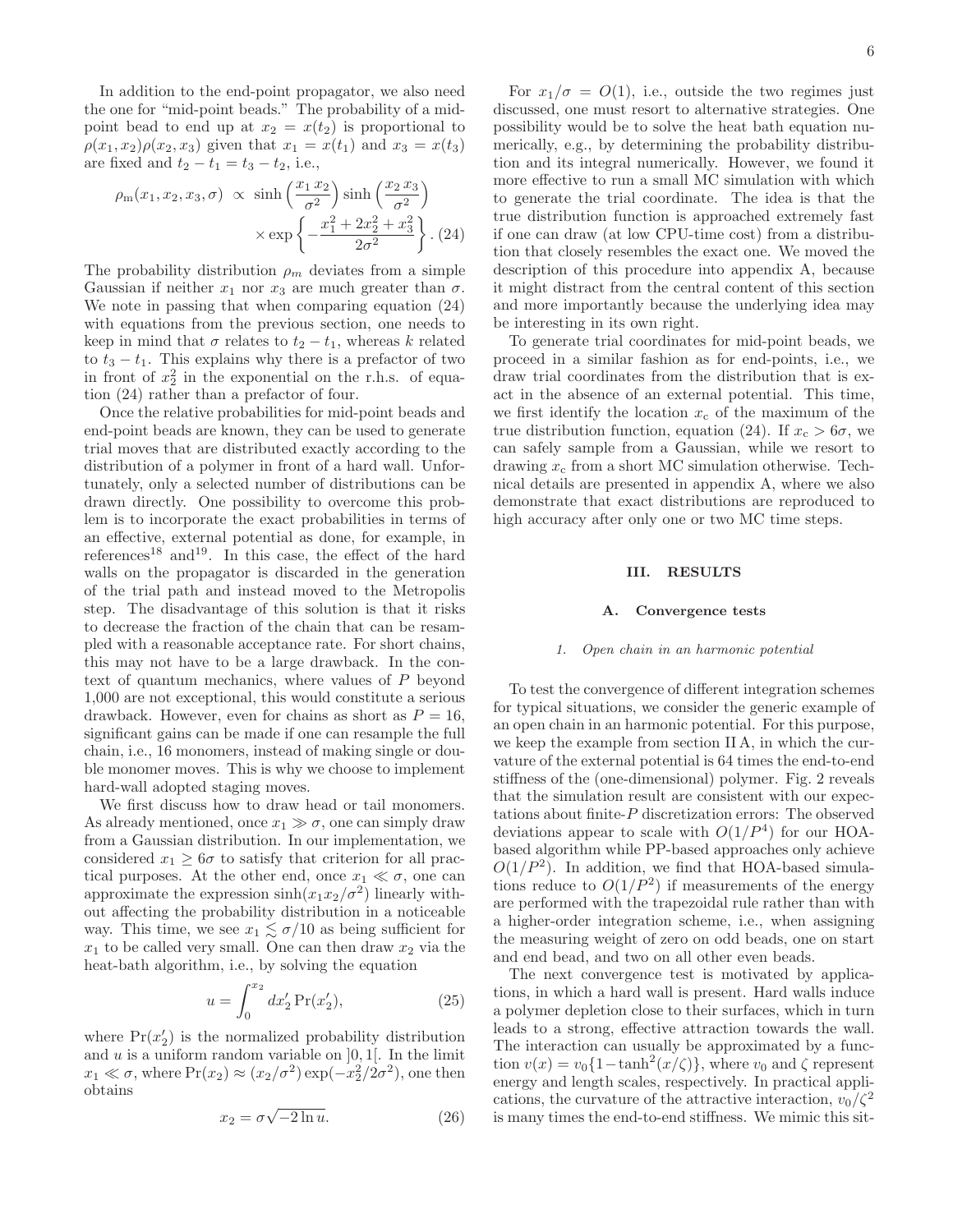In addition to the end-point propagator, we also need the one for "mid-point beads." The probability of a mid-point bead to end up at $x_2 = x(t_2)$ is proportional to $\rho(x_1, x_2)\rho(x_2, x_3)$ given that $x_1 = x(t_1)$ and $x_3 = x(t_3)$ are fixed and $t_2 - t_1 = t_3 - t_2$, i.e.,

$$\rho_{\rm m}(x_1, x_2, x_3, \sigma) \propto \sinh\left(\frac{x_1\,x_2}{\sigma^2}\right)\sinh\left(\frac{x_2\,x_3}{\sigma^2}\right) \times \exp\left\{-\frac{x_1^2 + 2x_2^2 + x_3^2}{2\sigma^2}\right\}. \quad (24)$$

The probability distribution $\rho_m$ deviates from a simple Gaussian if neither $x_1$ nor $x_3$ are much greater than $\sigma$. We note in passing that when comparing equation (24) with equations from the previous section, one needs to keep in mind that $\sigma$ relates to $t_2 - t_1$, whereas $k$ related to $t_3 - t_1$. This explains why there is a prefactor of two in front of $x_2^2$ in the exponential on the r.h.s. of equation (24) rather than a prefactor of four.

Once the relative probabilities for mid-point beads and end-point beads are known, they can be used to generate trial moves that are distributed exactly according to the distribution of a polymer in front of a hard wall. Unfortunately, only a selected number of distributions can be drawn directly. One possibility to overcome this problem is to incorporate the exact probabilities in terms of an effective, external potential as done, for example, in references[18] and[19]. In this case, the effect of the hard walls on the propagator is discarded in the generation of the trial path and instead moved to the Metropolis step. The disadvantage of this solution is that it risks to decrease the fraction of the chain that can be resampled with a reasonable acceptance rate. For short chains, this may not have to be a large drawback. In the context of quantum mechanics, where values of $P$ beyond 1,000 are not exceptional, this would constitute a serious drawback. However, even for chains as short as $P = 16$, significant gains can be made if one can resample the full chain, i.e., 16 monomers, instead of making single or double monomer moves. This is why we choose to implement hard-wall adopted staging moves.

We first discuss how to draw head or tail monomers. As already mentioned, once $x_1 \gg \sigma$, one can simply draw from a Gaussian distribution. In our implementation, we considered $x_1 \geq 6\sigma$ to satisfy that criterion for all practical purposes. At the other end, once $x_1 \ll \sigma$, one can approximate the expression $\sinh(x_1 x_2/\sigma^2)$ linearly without affecting the probability distribution in a noticeable way. This time, we see $x_1 \lesssim \sigma/10$ as being sufficient for $x_1$ to be called very small. One can then draw $x_2$ via the heat-bath algorithm, i.e., by solving the equation

$$u = \int_0^{x_2} dx_2'\,\Pr(x_2'), \quad (25)$$

where $\Pr(x_2')$ is the normalized probability distribution and $u$ is a uniform random variable on $]0, 1[$. In the limit $x_1 \ll \sigma$, where $\Pr(x_2) \approx (x_2/\sigma^2)\exp(-x_2^2/2\sigma^2)$, one then obtains

$$x_2 = \sigma\sqrt{-2\ln u}. \quad (26)$$

For $x_1/\sigma = O(1)$, i.e., outside the two regimes just discussed, one must resort to alternative strategies. One possibility would be to solve the heat bath equation numerically, e.g., by determining the probability distribution and its integral numerically. However, we found it more effective to run a small MC simulation with which to generate the trial coordinate. The idea is that the true distribution function is approached extremely fast if one can draw (at low CPU-time cost) from a distribution that closely resembles the exact one. We moved the description of this procedure into appendix A, because it might distract from the central content of this section and more importantly because the underlying idea may be interesting in its own right.

To generate trial coordinates for mid-point beads, we proceed in a similar fashion as for end-points, i.e., we draw trial coordinates from the distribution that is exact in the absence of an external potential. This time, we first identify the location $x_{\rm c}$ of the maximum of the true distribution function, equation (24). If $x_{\rm c} > 6\sigma$, we can safely sample from a Gaussian, while we resort to drawing $x_{\rm c}$ from a short MC simulation otherwise. Technical details are presented in appendix A, where we also demonstrate that exact distributions are reproduced to high accuracy after only one or two MC time steps.

## III. RESULTS

### A. Convergence tests

#### *1. Open chain in an harmonic potential*

To test the convergence of different integration schemes for typical situations, we consider the generic example of an open chain in an harmonic potential. For this purpose, we keep the example from section II A, in which the curvature of the external potential is 64 times the end-to-end stiffness of the (one-dimensional) polymer. Fig. 2 reveals that the simulation result are consistent with our expectations about finite-$P$ discretization errors: The observed deviations appear to scale with $O(1/P^4)$ for our HOA-based algorithm while PP-based approaches only achieve $O(1/P^2)$. In addition, we find that HOA-based simulations reduce to $O(1/P^2)$ if measurements of the energy are performed with the trapezoidal rule rather than with a higher-order integration scheme, i.e., when assigning the measuring weight of zero on odd beads, one on start and end bead, and two on all other even beads.

The next convergence test is motivated by applications, in which a hard wall is present. Hard walls induce a polymer depletion close to their surfaces, which in turn leads to a strong, effective attraction towards the wall. The interaction can usually be approximated by a function $v(x) = v_0\{1 - \tanh^2(x/\zeta)\}$, where $v_0$ and $\zeta$ represent energy and length scales, respectively. In practical applications, the curvature of the attractive interaction, $v_0/\zeta^2$ is many times the end-to-end stiffness. We mimic this sit-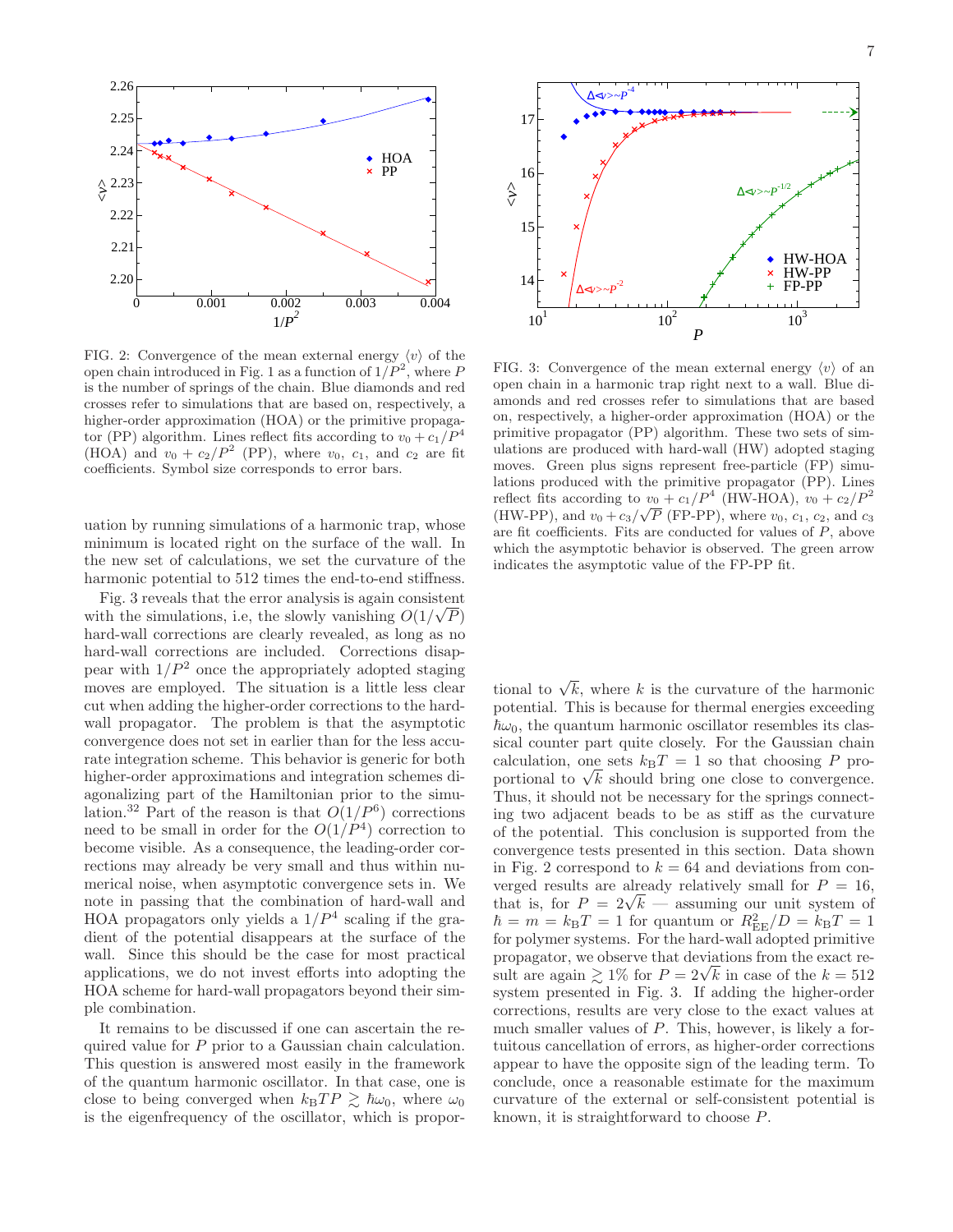FIG. 2: Convergence of the mean external energy $\langle v \rangle$ of the open chain introduced in Fig. 1 as a function of $1/P^2$, where $P$ is the number of springs of the chain. Blue diamonds and red crosses refer to simulations that are based on, respectively, a higher-order approximation (HOA) or the primitive propagator (PP) algorithm. Lines reflect fits according to $v_0 + c_1/P^4$ (HOA) and $v_0 + c_2/P^2$ (PP), where $v_0$, $c_1$, and $c_2$ are fit coefficients. Symbol size corresponds to error bars.

FIG. 3: Convergence of the mean external energy $\langle v \rangle$ of an open chain in a harmonic trap right next to a wall. Blue diamonds and red crosses refer to simulations that are based on, respectively, a higher-order approximation (HOA) or the primitive propagator (PP) algorithm. These two sets of simulations are produced with hard-wall (HW) adopted staging moves. Green plus signs represent free-particle (FP) simulations produced with the primitive propagator (PP). Lines reflect fits according to $v_0 + c_1/P^4$ (HW-HOA), $v_0 + c_2/P^2$ (HW-PP), and $v_0 + c_3/\sqrt{P}$ (FP-PP), where $v_0$, $c_1$, $c_2$, and $c_3$ are fit coefficients. Fits are conducted for values of $P$, above which the asymptotic behavior is observed. The green arrow indicates the asymptotic value of the FP-PP fit.

uation by running simulations of a harmonic trap, whose minimum is located right on the surface of the wall. In the new set of calculations, we set the curvature of the harmonic potential to 512 times the end-to-end stiffness.

Fig. 3 reveals that the error analysis is again consistent with the simulations, i.e, the slowly vanishing $O(1/\sqrt{P})$ hard-wall corrections are clearly revealed, as long as no hard-wall corrections are included. Corrections disappear with $1/P^2$ once the appropriately adopted staging moves are employed. The situation is a little less clear cut when adding the higher-order corrections to the hard-wall propagator. The problem is that the asymptotic convergence does not set in earlier than for the less accurate integration scheme. This behavior is generic for both higher-order approximations and integration schemes diagonalizing part of the Hamiltonian prior to the simulation.[32] Part of the reason is that $O(1/P^6)$ corrections need to be small in order for the $O(1/P^4)$ correction to become visible. As a consequence, the leading-order corrections may already be very small and thus within numerical noise, when asymptotic convergence sets in. We note in passing that the combination of hard-wall and HOA propagators only yields a $1/P^4$ scaling if the gradient of the potential disappears at the surface of the wall. Since this should be the case for most practical applications, we do not invest efforts into adopting the HOA scheme for hard-wall propagators beyond their simple combination.

It remains to be discussed if one can ascertain the required value for $P$ prior to a Gaussian chain calculation. This question is answered most easily in the framework of the quantum harmonic oscillator. In that case, one is close to being converged when $k_BTP \gtrsim \hbar\omega_0$, where $\omega_0$ is the eigenfrequency of the oscillator, which is proportional to $\sqrt{k}$, where $k$ is the curvature of the harmonic potential. This is because for thermal energies exceeding $\hbar\omega_0$, the quantum harmonic oscillator resembles its classical counter part quite closely. For the Gaussian chain calculation, one sets $k_BT = 1$ so that choosing $P$ proportional to $\sqrt{k}$ should bring one close to convergence. Thus, it should not be necessary for the springs connecting two adjacent beads to be as stiff as the curvature of the potential. This conclusion is supported from the convergence tests presented in this section. Data shown in Fig. 2 correspond to $k = 64$ and deviations from converged results are already relatively small for $P = 16$, that is, for $P = 2\sqrt{k}$ — assuming our unit system of $\hbar = m = k_BT = 1$ for quantum or $R_{EE}^2/D = k_BT = 1$ for polymer systems. For the hard-wall adopted primitive propagator, we observe that deviations from the exact result are again $\gtrsim 1\%$ for $P = 2\sqrt{k}$ in case of the $k = 512$ system presented in Fig. 3. If adding the higher-order corrections, results are very close to the exact values at much smaller values of $P$. This, however, is likely a fortuitous cancellation of errors, as higher-order corrections appear to have the opposite sign of the leading term. To conclude, once a reasonable estimate for the maximum curvature of the external or self-consistent potential is known, it is straightforward to choose $P$.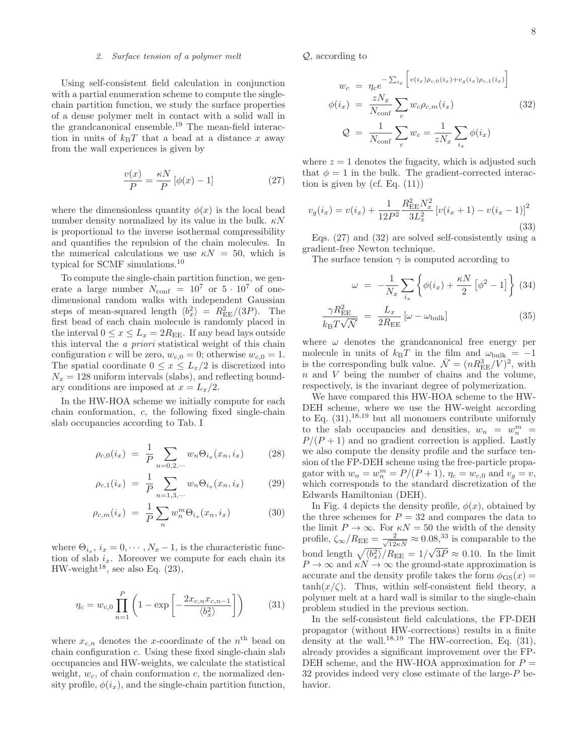### 2. Surface tension of a polymer melt

Using self-consistent field calculation in conjunction with a partial enumeration scheme to compute the single-chain partition function, we study the surface properties of a dense polymer melt in contact with a solid wall in the grandcanonical ensemble.[19] The mean-field interaction in units of $k_{\rm B}T$ that a bead at a distance $x$ away from the wall experiences is given by

$$\frac{v(x)}{P} = \frac{\kappa N}{P}\left[\phi(x) - 1\right] \qquad (27)$$

where the dimensionless quantity $\phi(x)$ is the local bead number density normalized by its value in the bulk. $\kappa N$ is proportional to the inverse isothermal compressibility and quantifies the repulsion of the chain molecules. In the numerical calculations we use $\kappa N = 50$, which is typical for SCMF simulations.[10]

To compute the single-chain partition function, we generate a large number $N_{\rm conf} = 10^7$ or $5 \cdot 10^7$ of one-dimensional random walks with independent Gaussian steps of mean-squared length $\langle b_x^2\rangle = R_{\rm EE}^2/(3P)$. The first bead of each chain molecule is randomly placed in the interval $0 \le x \le L_x = 2R_{\rm EE}$. If any bead lays outside this interval the *a priori* statistical weight of this chain configuration $c$ will be zero, $w_{c,0} = 0$; otherwise $w_{c,0} = 1$. The spatial coordinate $0 \le x \le L_x/2$ is discretized into $N_x = 128$ uniform intervals (slabs), and reflecting boundary conditions are imposed at $x = L_x/2$.

In the HW-HOA scheme we initially compute for each chain conformation, $c$, the following fixed single-chain slab occupancies according to Tab. I

$$\rho_{c,0}(i_x) = \frac{1}{P}\sum_{n=0,2,\cdots} w_n \Theta_{i_x}(x_n, i_x) \qquad (28)$$

$$\rho_{c,1}(i_x) = \frac{1}{P}\sum_{n=1,3,\cdots} w_n \Theta_{i_x}(x_n, i_x) \qquad (29)$$

$$\rho_{c,m}(i_x) = \frac{1}{P}\sum_{n} w_n^m \Theta_{i_x}(x_n, i_x) \qquad (30)$$

where $\Theta_{i_x}$, $i_x = 0, \cdots, N_x - 1$, is the characteristic function of slab $i_x$. Moreover we compute for each chain its HW-weight[18], see also Eq. (23),

$$\eta_c = w_{c,0}\prod_{n=1}^{P}\left(1 - \exp\left[-\frac{2x_{c,n}x_{c,n-1}}{\langle b_x^2\rangle}\right]\right) \qquad (31)$$

where $x_{c,n}$ denotes the $x$-coordinate of the $n^{\rm th}$ bead on chain configuration $c$. Using these fixed single-chain slab occupancies and HW-weights, we calculate the statistical weight, $w_c$, of chain conformation $c$, the normalized density profile, $\phi(i_x)$, and the single-chain partition function, $\mathcal{Q}$, according to

$$\begin{aligned}
w_c &= \eta_c e^{-\sum_{i_x}\left[v(i_x)\rho_{c,0}(i_x) + v_g(i_x)\rho_{c,1}(i_x)\right]} \\
\phi(i_x) &= \frac{zN_x}{N_{\rm conf}}\sum_c w_c \rho_{c,m}(i_x) \\
\mathcal{Q} &= \frac{1}{N_{\rm conf}}\sum_c w_c = \frac{1}{zN_x}\sum_{i_x}\phi(i_x)
\end{aligned} \qquad (32)$$

where $z = 1$ denotes the fugacity, which is adjusted such that $\phi = 1$ in the bulk. The gradient-corrected interaction is given by (cf. Eq. (11))

$$v_g(i_x) = v(i_x) + \frac{1}{12P^2}\frac{R_{\rm EE}^2 N_x^2}{3L_x^2}\left[v(i_x+1) - v(i_x-1)\right]^2 \qquad (33)$$

Eqs. (27) and (32) are solved self-consistently using a gradient-free Newton technique.

The surface tension $\gamma$ is computed according to

$$\omega = -\frac{1}{N_x}\sum_{i_x}\left\{\phi(i_x) + \frac{\kappa N}{2}\left[\phi^2 - 1\right]\right\} \qquad (34)$$

$$\frac{\gamma R_{\rm EE}^2}{k_{\rm B}T\sqrt{\bar{\mathcal{N}}}} = \frac{L_x}{2R_{\rm EE}}\left[\omega - \omega_{\rm bulk}\right] \qquad (35)$$

where $\omega$ denotes the grandcanonical free energy per molecule in units of $k_{\rm B}T$ in the film and $\omega_{\rm bulk} = -1$ is the corresponding bulk value. $\bar{\mathcal{N}} = (nR_{\rm EE}^3/V)^2$, with $n$ and $V$ being the number of chains and the volume, respectively, is the invariant degree of polymerization.

We have compared this HW-HOA scheme to the HW-DEH scheme, where we use the HW-weight according to Eq. (31),[18,19] but all monomers contribute uniformly to the slab occupancies and densities, $w_n = w_n^m = P/(P+1)$ and no gradient correction is applied. Lastly we also compute the density profile and the surface tension of the FP-DEH scheme using the free-particle propagator with $w_n = w_n^m = P/(P+1)$, $\eta_c = w_{c,0}$ and $v_g = v$, which corresponds to the standard discretization of the Edwards Hamiltonian (DEH).

In Fig. 4 depicts the density profile, $\phi(x)$, obtained by the three schemes for $P = 32$ and compares the data to the limit $P \to \infty$. For $\kappa N = 50$ the width of the density profile, $\zeta_\infty/R_{\rm EE} = \frac{2}{\sqrt{12\kappa N}} \approx 0.08$,[33] is comparable to the bond length $\sqrt{\langle b_x^2\rangle}/R_{\rm EE} = 1/\sqrt{3P} \approx 0.10$. In the limit $P \to \infty$ and $\kappa N \to \infty$ the ground-state approximation is accurate and the density profile takes the form $\phi_{\rm GS}(x) = \tanh(x/\zeta)$. Thus, within self-consistent field theory, a polymer melt at a hard wall is similar to the single-chain problem studied in the previous section.

In the self-consistent field calculations, the FP-DEH propagator (without HW-corrections) results in a finite density at the wall.[18,19] The HW-correction, Eq. (31), already provides a significant improvement over the FP-DEH scheme, and the HW-HOA approximation for $P = 32$ provides indeed very close estimate of the large-$P$ behavior.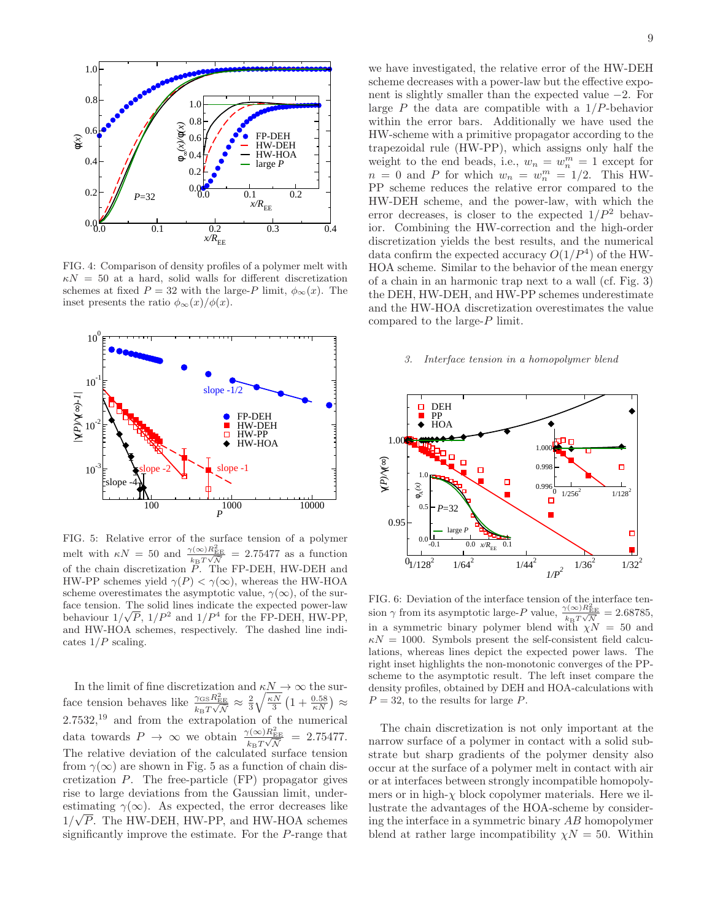FIG. 4: Comparison of density profiles of a polymer melt with $\kappa N = 50$ at a hard, solid walls for different discretization schemes at fixed $P = 32$ with the large-$P$ limit, $\phi_\infty(x)$. The inset presents the ratio $\phi_\infty(x)/\phi(x)$.

FIG. 5: Relative error of the surface tension of a polymer melt with $\kappa N = 50$ and $\frac{\gamma(\infty)R_{\rm EE}^2}{k_{\rm B}T\sqrt{\bar{N}}} = 2.75477$ as a function of the chain discretization $P$. The FP-DEH, HW-DEH and HW-PP schemes yield $\gamma(P) < \gamma(\infty)$, whereas the HW-HOA scheme overestimates the asymptotic value, $\gamma(\infty)$, of the surface tension. The solid lines indicate the expected power-law behaviour $1/\sqrt{P}$, $1/P^2$ and $1/P^4$ for the FP-DEH, HW-PP, and HW-HOA schemes, respectively. The dashed line indicates $1/P$ scaling.

In the limit of fine discretization and $\kappa N \to \infty$ the surface tension behaves like $\frac{\gamma_{\rm GS}R_{\rm EE}^2}{k_{\rm B}T\sqrt{\bar{N}}} \approx \frac{2}{3}\sqrt{\frac{\kappa N}{3}}\left(1 + \frac{0.58}{\kappa N}\right) \approx 2.7532$,[19] and from the extrapolation of the numerical data towards $P \to \infty$ we obtain $\frac{\gamma(\infty)R_{\rm EE}^2}{k_{\rm B}T\sqrt{\bar{N}}} = 2.75477$. The relative deviation of the calculated surface tension from $\gamma(\infty)$ are shown in Fig. 5 as a function of chain discretization $P$. The free-particle (FP) propagator gives rise to large deviations from the Gaussian limit, underestimating $\gamma(\infty)$. As expected, the error decreases like $1/\sqrt{P}$. The HW-DEH, HW-PP, and HW-HOA schemes significantly improve the estimate. For the $P$-range that we have investigated, the relative error of the HW-DEH scheme decreases with a power-law but the effective exponent is slightly smaller than the expected value $-2$. For large $P$ the data are compatible with a $1/P$-behavior within the error bars. Additionally we have used the HW-scheme with a primitive propagator according to the trapezoidal rule (HW-PP), which assigns only half the weight to the end beads, i.e., $w_n = w_n^m = 1$ except for $n = 0$ and $P$ for which $w_n = w_n^m = 1/2$. This HW-PP scheme reduces the relative error compared to the HW-DEH scheme, and the power-law, with which the error decreases, is closer to the expected $1/P^2$ behavior. Combining the HW-correction and the high-order discretization yields the best results, and the numerical data confirm the expected accuracy $O(1/P^4)$ of the HW-HOA scheme. Similar to the behavior of the mean energy of a chain in an harmonic trap next to a wall (cf. Fig. 3) the DEH, HW-DEH, and HW-PP schemes underestimate and the HW-HOA discretization overestimates the value compared to the large-$P$ limit.

### 3. *Interface tension in a homopolymer blend*

FIG. 6: Deviation of the interface tension of the interface tension $\gamma$ from its asymptotic large-$P$ value, $\frac{\gamma(\infty)R_{\rm EE}^2}{k_{\rm B}T\sqrt{\bar{N}}} = 2.68785$, in a symmetric binary polymer blend with $\chi N = 50$ and $\kappa N = 1000$. Symbols present the self-consistent field calculations, whereas lines depict the expected power laws. The right inset highlights the non-monotonic converges of the PP-scheme to the asymptotic result. The left inset compare the density profiles, obtained by DEH and HOA-calculations with $P = 32$, to the results for large $P$.

The chain discretization is not only important at the narrow surface of a polymer in contact with a solid substrate but sharp gradients of the polymer density also occur at the surface of a polymer melt in contact with air or at interfaces between strongly incompatible homopolymers or in high-$\chi$ block copolymer materials. Here we illustrate the advantages of the HOA-scheme by considering the interface in a symmetric binary $AB$ homopolymer blend at rather large incompatibility $\chi N = 50$. Within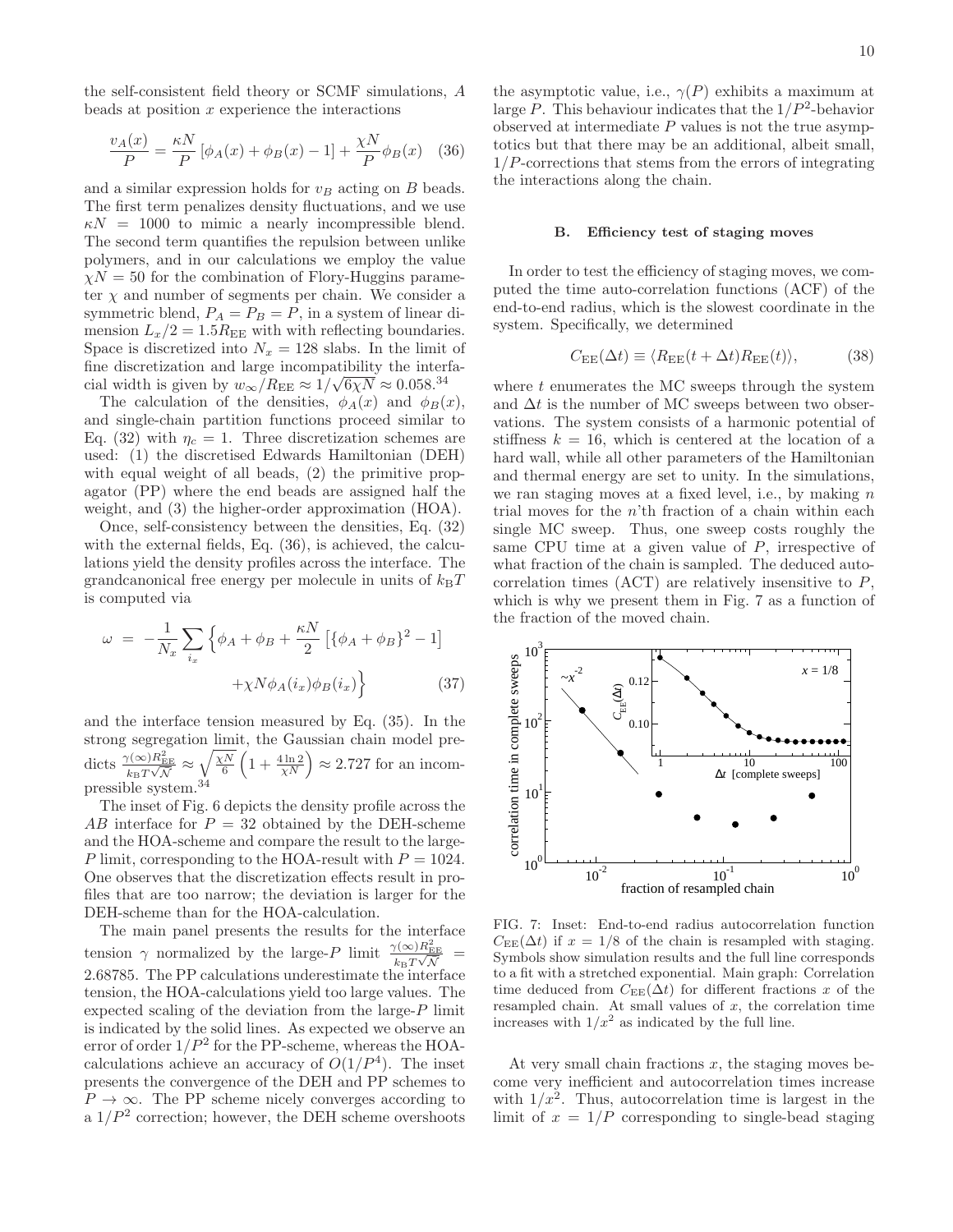the self-consistent field theory or SCMF simulations, $A$ beads at position $x$ experience the interactions

$$\frac{v_A(x)}{P} = \frac{\kappa N}{P}\left[\phi_A(x) + \phi_B(x) - 1\right] + \frac{\chi N}{P}\phi_B(x) \quad (36)$$

and a similar expression holds for $v_B$ acting on $B$ beads. The first term penalizes density fluctuations, and we use $\kappa N = 1000$ to mimic a nearly incompressible blend. The second term quantifies the repulsion between unlike polymers, and in our calculations we employ the value $\chi N = 50$ for the combination of Flory-Huggins parameter $\chi$ and number of segments per chain. We consider a symmetric blend, $P_A = P_B = P$, in a system of linear dimension $L_x/2 = 1.5 R_{\rm EE}$ with reflecting boundaries. Space is discretized into $N_x = 128$ slabs. In the limit of fine discretization and large incompatibility the interfacial width is given by $w_\infty/R_{\rm EE} \approx 1/\sqrt{6\chi N} \approx 0.058$.[34]

The calculation of the densities, $\phi_A(x)$ and $\phi_B(x)$, and single-chain partition functions proceed similar to Eq. (32) with $\eta_c = 1$. Three discretization schemes are used: (1) the discretised Edwards Hamiltonian (DEH) with equal weight of all beads, (2) the primitive propagator (PP) where the end beads are assigned half the weight, and (3) the higher-order approximation (HOA).

Once, self-consistency between the densities, Eq. (32) with the external fields, Eq. (36), is achieved, the calculations yield the density profiles across the interface. The grandcanonical free energy per molecule in units of $k_{\rm B}T$ is computed via

$$\omega = -\frac{1}{N_x}\sum_{i_x}\Big\{\phi_A + \phi_B + \frac{\kappa N}{2}\left[\{\phi_A+\phi_B\}^2 - 1\right] + \chi N \phi_A(i_x)\phi_B(i_x)\Big\} \quad (37)$$

and the interface tension measured by Eq. (35). In the strong segregation limit, the Gaussian chain model predicts $\frac{\gamma(\infty)R_{\rm EE}^2}{k_{\rm B}T\sqrt{\mathcal{N}}} \approx \sqrt{\frac{\chi N}{6}}\left(1 + \frac{4\ln 2}{\chi N}\right) \approx 2.727$ for an incompressible system.[34]

The inset of Fig. 6 depicts the density profile across the $AB$ interface for $P = 32$ obtained by the DEH-scheme and the HOA-scheme and compare the result to the large-$P$ limit, corresponding to the HOA-result with $P = 1024$. One observes that the discretization effects result in profiles that are too narrow; the deviation is larger for the DEH-scheme than for the HOA-calculation.

The main panel presents the results for the interface tension $\gamma$ normalized by the large-$P$ limit $\frac{\gamma(\infty)R_{\rm EE}^2}{k_{\rm B}T\sqrt{\mathcal{N}}} = 2.68785$. The PP calculations underestimate the interface tension, the HOA-calculations yield too large values. The expected scaling of the deviation from the large-$P$ limit is indicated by the solid lines. As expected we observe an error of order $1/P^2$ for the PP-scheme, whereas the HOA-calculations achieve an accuracy of $O(1/P^4)$. The inset presents the convergence of the DEH and PP schemes to $P \to \infty$. The PP scheme nicely converges according to a $1/P^2$ correction; however, the DEH scheme overshoots the asymptotic value, i.e., $\gamma(P)$ exhibits a maximum at large $P$. This behaviour indicates that the $1/P^2$-behavior observed at intermediate $P$ values is not the true asymptotics but that there may be an additional, albeit small, $1/P$-corrections that stems from the errors of integrating the interactions along the chain.

### B. Efficiency test of staging moves

In order to test the efficiency of staging moves, we computed the time auto-correlation functions (ACF) of the end-to-end radius, which is the slowest coordinate in the system. Specifically, we determined

$$C_{\rm EE}(\Delta t) \equiv \langle R_{\rm EE}(t + \Delta t) R_{\rm EE}(t)\rangle, \quad (38)$$

where $t$ enumerates the MC sweeps through the system and $\Delta t$ is the number of MC sweeps between two observations. The system consists of a harmonic potential of stiffness $k = 16$, which is centered at the location of a hard wall, while all other parameters of the Hamiltonian and thermal energy are set to unity. In the simulations, we ran staging moves at a fixed level, i.e., by making $n$ trial moves for the $n$'th fraction of a chain within each single MC sweep. Thus, one sweep costs roughly the same CPU time at a given value of $P$, irrespective of what fraction of the chain is sampled. The deduced autocorrelation times (ACT) are relatively insensitive to $P$, which is why we present them in Fig. 7 as a function of the fraction of the moved chain.

FIG. 7: Inset: End-to-end radius autocorrelation function $C_{\rm EE}(\Delta t)$ if $x = 1/8$ of the chain is resampled with staging. Symbols show simulation results and the full line corresponds to a fit with a stretched exponential. Main graph: Correlation time deduced from $C_{\rm EE}(\Delta t)$ for different fractions $x$ of the resampled chain. At small values of $x$, the correlation time increases with $1/x^2$ as indicated by the full line.

At very small chain fractions $x$, the staging moves become very inefficient and autocorrelation times increase with $1/x^2$. Thus, autocorrelation time is largest in the limit of $x = 1/P$ corresponding to single-bead staging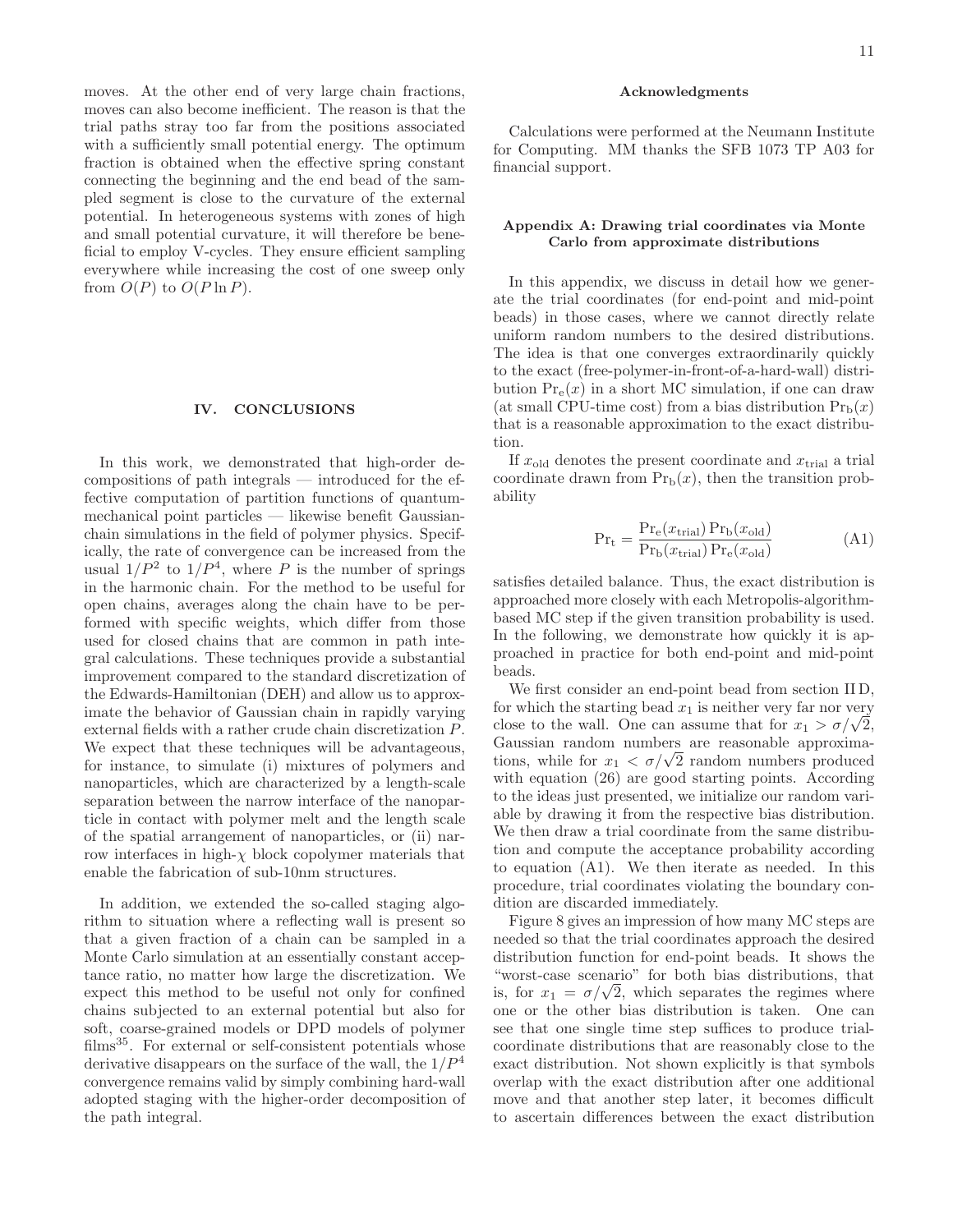moves. At the other end of very large chain fractions, moves can also become inefficient. The reason is that the trial paths stray too far from the positions associated with a sufficiently small potential energy. The optimum fraction is obtained when the effective spring constant connecting the beginning and the end bead of the sampled segment is close to the curvature of the external potential. In heterogeneous systems with zones of high and small potential curvature, it will therefore be beneficial to employ V-cycles. They ensure efficient sampling everywhere while increasing the cost of one sweep only from $O(P)$ to $O(P \ln P)$.

## IV. CONCLUSIONS

In this work, we demonstrated that high-order decompositions of path integrals — introduced for the effective computation of partition functions of quantum-mechanical point particles — likewise benefit Gaussian-chain simulations in the field of polymer physics. Specifically, the rate of convergence can be increased from the usual $1/P^2$ to $1/P^4$, where $P$ is the number of springs in the harmonic chain. For the method to be useful for open chains, averages along the chain have to be performed with specific weights, which differ from those used for closed chains that are common in path integral calculations. These techniques provide a substantial improvement compared to the standard discretization of the Edwards-Hamiltonian (DEH) and allow us to approximate the behavior of Gaussian chain in rapidly varying external fields with a rather crude chain discretization $P$. We expect that these techniques will be advantageous, for instance, to simulate (i) mixtures of polymers and nanoparticles, which are characterized by a length-scale separation between the narrow interface of the nanoparticle in contact with polymer melt and the length scale of the spatial arrangement of nanoparticles, or (ii) narrow interfaces in high-$\chi$ block copolymer materials that enable the fabrication of sub-10nm structures.

In addition, we extended the so-called staging algorithm to situation where a reflecting wall is present so that a given fraction of a chain can be sampled in a Monte Carlo simulation at an essentially constant acceptance ratio, no matter how large the discretization. We expect this method to be useful not only for confined chains subjected to an external potential but also for soft, coarse-grained models or DPD models of polymer films[35]. For external or self-consistent potentials whose derivative disappears on the surface of the wall, the $1/P^4$ convergence remains valid by simply combining hard-wall adopted staging with the higher-order decomposition of the path integral.

### Acknowledgments

Calculations were performed at the Neumann Institute for Computing. MM thanks the SFB 1073 TP A03 for financial support.

### Appendix A: Drawing trial coordinates via Monte Carlo from approximate distributions

In this appendix, we discuss in detail how we generate the trial coordinates (for end-point and mid-point beads) in those cases, where we cannot directly relate uniform random numbers to the desired distributions. The idea is that one converges extraordinarily quickly to the exact (free-polymer-in-front-of-a-hard-wall) distribution $\mathrm{Pr_e}(x)$ in a short MC simulation, if one can draw (at small CPU-time cost) from a bias distribution $\mathrm{Pr_b}(x)$ that is a reasonable approximation to the exact distribution.

If $x_{\mathrm{old}}$ denotes the present coordinate and $x_{\mathrm{trial}}$ a trial coordinate drawn from $\mathrm{Pr_b}(x)$, then the transition probability

$$\mathrm{Pr_t} = \frac{\mathrm{Pr_e}(x_{\mathrm{trial}})\,\mathrm{Pr_b}(x_{\mathrm{old}})}{\mathrm{Pr_b}(x_{\mathrm{trial}})\,\mathrm{Pr_e}(x_{\mathrm{old}})} \tag{A1}$$

satisfies detailed balance. Thus, the exact distribution is approached more closely with each Metropolis-algorithm-based MC step if the given transition probability is used. In the following, we demonstrate how quickly it is approached in practice for both end-point and mid-point beads.

We first consider an end-point bead from section II D, for which the starting bead $x_1$ is neither very far nor very close to the wall. One can assume that for $x_1 > \sigma/\sqrt{2}$, Gaussian random numbers are reasonable approximations, while for $x_1 < \sigma/\sqrt{2}$ random numbers produced with equation (26) are good starting points. According to the ideas just presented, we initialize our random variable by drawing it from the respective bias distribution. We then draw a trial coordinate from the same distribution and compute the acceptance probability according to equation (A1). We then iterate as needed. In this procedure, trial coordinates violating the boundary condition are discarded immediately.

Figure 8 gives an impression of how many MC steps are needed so that the trial coordinates approach the desired distribution function for end-point beads. It shows the "worst-case scenario" for both bias distributions, that is, for $x_1 = \sigma/\sqrt{2}$, which separates the regimes where one or the other bias distribution is taken. One can see that one single time step suffices to produce trial-coordinate distributions that are reasonably close to the exact distribution. Not shown explicitly is that symbols overlap with the exact distribution after one additional move and that another step later, it becomes difficult to ascertain differences between the exact distribution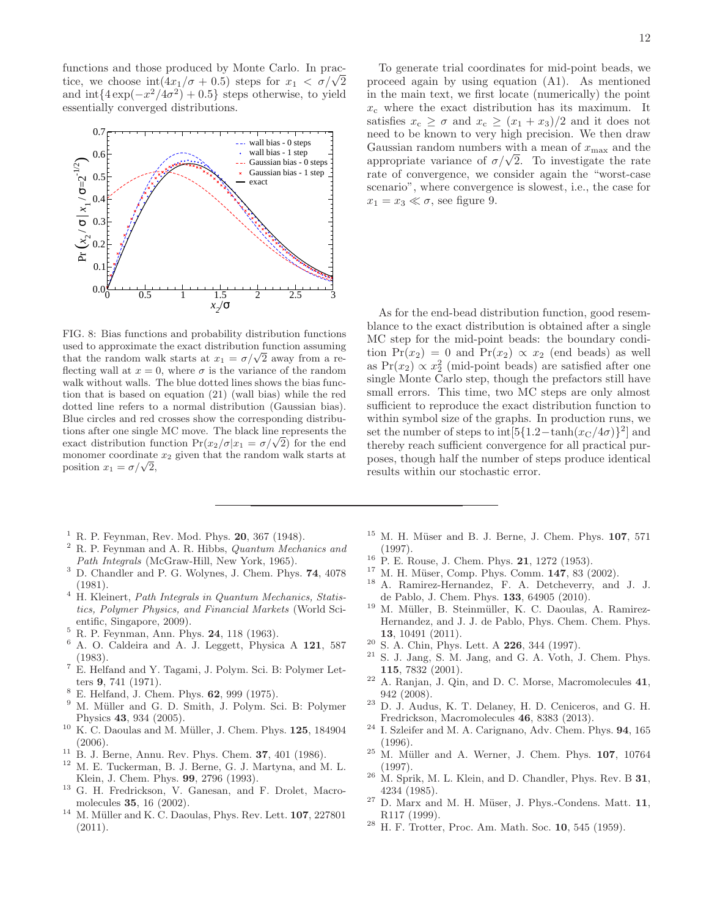functions and those produced by Monte Carlo. In practice, we choose $\text{int}(4x_1/\sigma + 0.5)$ steps for $x_1 < \sigma/\sqrt{2}$ and $\text{int}\{4\exp(-x^2/4\sigma^2) + 0.5\}$ steps otherwise, to yield essentially converged distributions.

FIG. 8: Bias functions and probability distribution functions used to approximate the exact distribution function assuming that the random walk starts at $x_1 = \sigma/\sqrt{2}$ away from a reflecting wall at $x = 0$, where $\sigma$ is the variance of the random walk without walls. The blue dotted lines shows the bias function that is based on equation (21) (wall bias) while the red dotted line refers to a normal distribution (Gaussian bias). Blue circles and red crosses show the corresponding distributions after one single MC move. The black line represents the exact distribution function $\Pr(x_2/\sigma|x_1 = \sigma/\sqrt{2})$ for the end monomer coordinate $x_2$ given that the random walk starts at position $x_1 = \sigma/\sqrt{2}$,

To generate trial coordinates for mid-point beads, we proceed again by using equation (A1). As mentioned in the main text, we first locate (numerically) the point $x_c$ where the exact distribution has its maximum. It satisfies $x_c \geq \sigma$ and $x_c \geq (x_1 + x_3)/2$ and it does not need to be known to very high precision. We then draw Gaussian random numbers with a mean of $x_{\max}$ and the appropriate variance of $\sigma/\sqrt{2}$. To investigate the rate rate of convergence, we consider again the "worst-case scenario", where convergence is slowest, i.e., the case for $x_1 = x_3 \ll \sigma$, see figure 9.

As for the end-bead distribution function, good resemblance to the exact distribution is obtained after a single MC step for the mid-point beads: the boundary condition $\Pr(x_2) = 0$ and $\Pr(x_2) \propto x_2$ (end beads) as well as $\Pr(x_2) \propto x_2^2$ (mid-point beads) are satisfied after one single Monte Carlo step, though the prefactors still have small errors. This time, two MC steps are only almost sufficient to reproduce the exact distribution function to within symbol size of the graphs. In production runs, we set the number of steps to $\text{int}[5\{1.2 - \tanh(x_C/4\sigma)\}^2]$ and thereby reach sufficient convergence for all practical purposes, though half the number of steps produce identical results within our stochastic error.

---

[1] R. P. Feynman, Rev. Mod. Phys. **20**, 367 (1948).
[2] R. P. Feynman and A. R. Hibbs, *Quantum Mechanics and Path Integrals* (McGraw-Hill, New York, 1965).
[3] D. Chandler and P. G. Wolynes, J. Chem. Phys. **74**, 4078 (1981).
[4] H. Kleinert, *Path Integrals in Quantum Mechanics, Statistics, Polymer Physics, and Financial Markets* (World Scientific, Singapore, 2009).
[5] R. P. Feynman, Ann. Phys. **24**, 118 (1963).
[6] A. O. Caldeira and A. J. Leggett, Physica A **121**, 587 (1983).
[7] E. Helfand and Y. Tagami, J. Polym. Sci. B: Polymer Letters **9**, 741 (1971).
[8] E. Helfand, J. Chem. Phys. **62**, 999 (1975).
[9] M. Müller and G. D. Smith, J. Polym. Sci. B: Polymer Physics **43**, 934 (2005).
[10] K. C. Daoulas and M. Müller, J. Chem. Phys. **125**, 184904 (2006).
[11] B. J. Berne, Annu. Rev. Phys. Chem. **37**, 401 (1986).
[12] M. E. Tuckerman, B. J. Berne, G. J. Martyna, and M. L. Klein, J. Chem. Phys. **99**, 2796 (1993).
[13] G. H. Fredrickson, V. Ganesan, and F. Drolet, Macromolecules **35**, 16 (2002).
[14] M. Müller and K. C. Daoulas, Phys. Rev. Lett. **107**, 227801 (2011).
[15] M. H. Müser and B. J. Berne, J. Chem. Phys. **107**, 571 (1997).
[16] P. E. Rouse, J. Chem. Phys. **21**, 1272 (1953).
[17] M. H. Müser, Comp. Phys. Comm. **147**, 83 (2002).
[18] A. Ramirez-Hernandez, F. A. Detcheverry, and J. J. de Pablo, J. Chem. Phys. **133**, 64905 (2010).
[19] M. Müller, B. Steinmüller, K. C. Daoulas, A. Ramirez-Hernandez, and J. J. de Pablo, Phys. Chem. Chem. Phys. **13**, 10491 (2011).
[20] S. A. Chin, Phys. Lett. A **226**, 344 (1997).
[21] S. J. Jang, S. M. Jang, and G. A. Voth, J. Chem. Phys. **115**, 7832 (2001).
[22] A. Ranjan, J. Qin, and D. C. Morse, Macromolecules **41**, 942 (2008).
[23] D. J. Audus, K. T. Delaney, H. D. Ceniceros, and G. H. Fredrickson, Macromolecules **46**, 8383 (2013).
[24] I. Szleifer and M. A. Carignano, Adv. Chem. Phys. **94**, 165 (1996).
[25] M. Müller and A. Werner, J. Chem. Phys. **107**, 10764 (1997).
[26] M. Sprik, M. L. Klein, and D. Chandler, Phys. Rev. B **31**, 4234 (1985).
[27] D. Marx and M. H. Müser, J. Phys.-Condens. Matt. **11**, R117 (1999).
[28] H. F. Trotter, Proc. Am. Math. Soc. **10**, 545 (1959).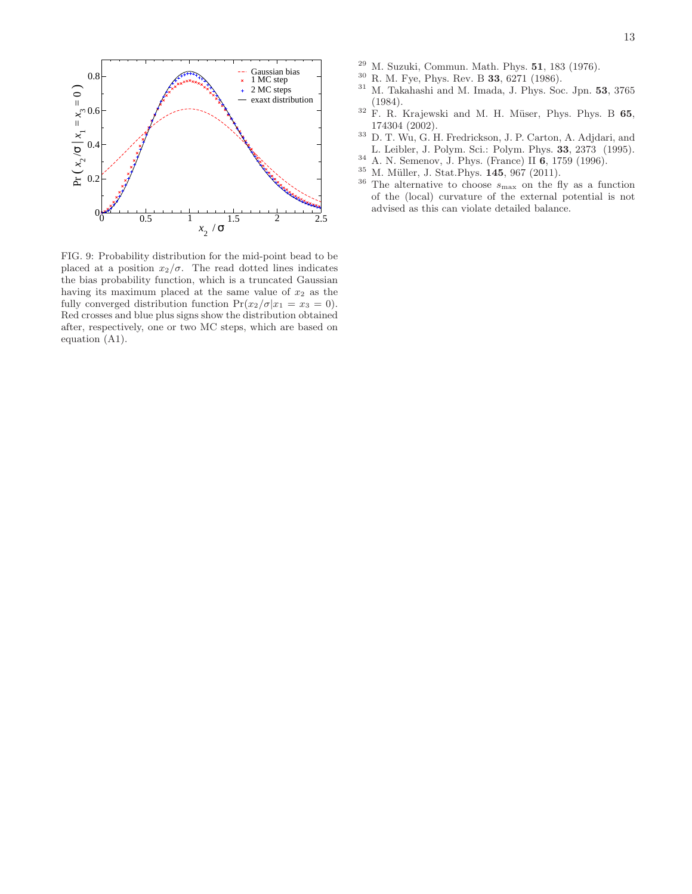Gaussian bias
1 MC step
2 MC steps
exaxt distribution

$\Pr\left(x_2/\sigma \mid x_1 = x_3 = 0\right)$

0
0.2
0.4
0.6
0.8

0
0.5
1
1.5
2
2.5

$x_2\ /\sigma$

FIG. 9: Probability distribution for the mid-point bead to be placed at a position $x_2/\sigma$. The read dotted lines indicates the bias probability function, which is a truncated Gaussian having its maximum placed at the same value of $x_2$ as the fully converged distribution function $\Pr(x_2/\sigma|x_1 = x_3 = 0)$. Red crosses and blue plus signs show the distribution obtained after, respectively, one or two MC steps, which are based on equation (A1).

[29] M. Suzuki, Commun. Math. Phys. **51**, 183 (1976).

[30] R. M. Fye, Phys. Rev. B **33**, 6271 (1986).

[31] M. Takahashi and M. Imada, J. Phys. Soc. Jpn. **53**, 3765 (1984).

[32] F. R. Krajewski and M. H. Müser, Phys. Phys. B **65**, 174304 (2002).

[33] D. T. Wu, G. H. Fredrickson, J. P. Carton, A. Adjdari, and L. Leibler, J. Polym. Sci.: Polym. Phys. **33**, 2373 (1995).

[34] A. N. Semenov, J. Phys. (France) II **6**, 1759 (1996).

[35] M. Müller, J. Stat.Phys. **145**, 967 (2011).

[36] The alternative to choose $s_{\max}$ on the fly as a function of the (local) curvature of the external potential is not advised as this can violate detailed balance.